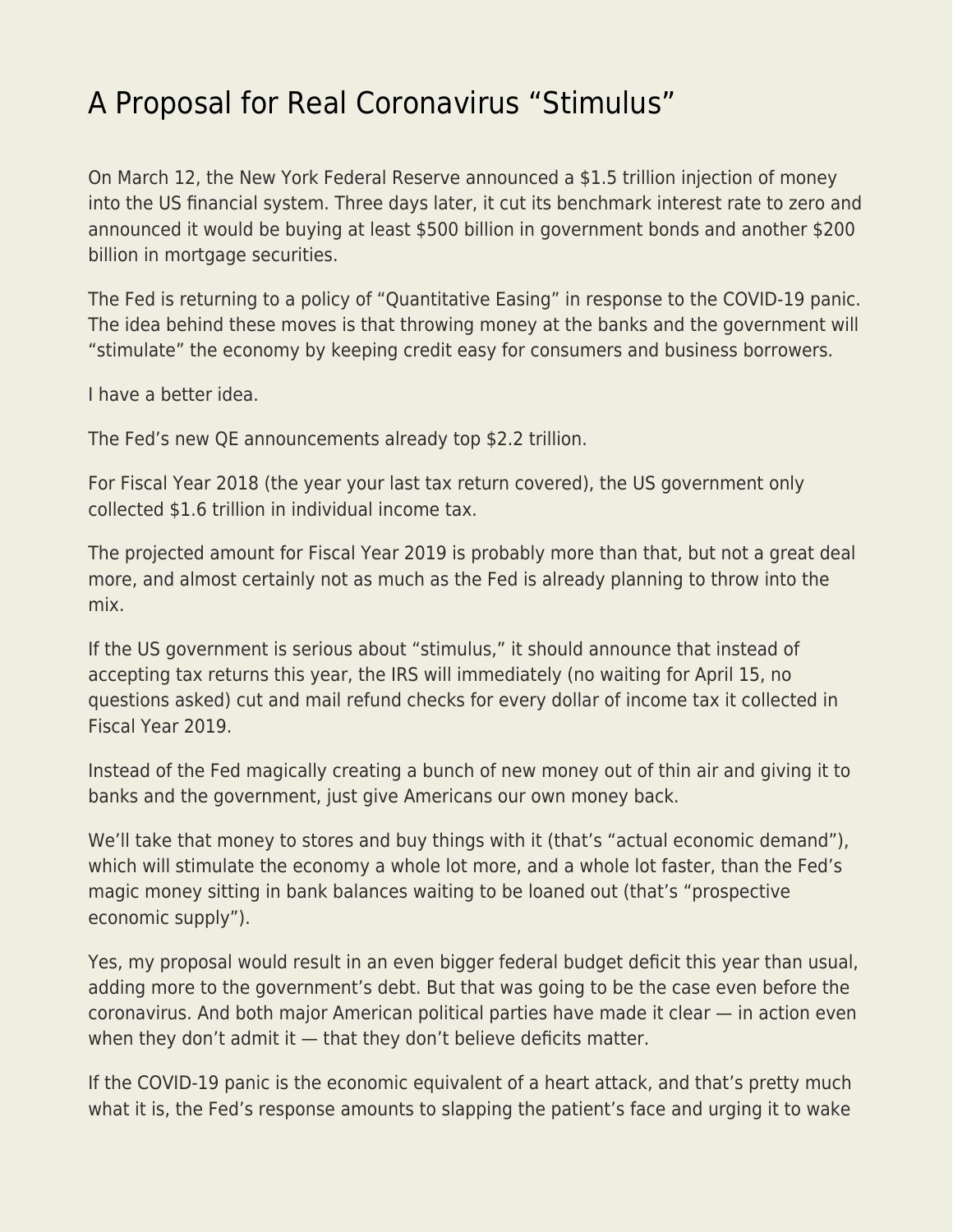# A Proposal for Real Coronavirus "Stimulus"

On March 12, the New York Federal Reserve announced a $1.5 trillion injection of money into the US financial system. Three days later, it cut its benchmark interest rate to zero and announced it would be buying at least $500 billion in government bonds and another $200 billion in mortgage securities.

The Fed is returning to a policy of "Quantitative Easing" in response to the COVID-19 panic. The idea behind these moves is that throwing money at the banks and the government will "stimulate" the economy by keeping credit easy for consumers and business borrowers.

I have a better idea.

The Fed's new QE announcements already top $2.2 trillion.

For Fiscal Year 2018 (the year your last tax return covered), the US government only collected $1.6 trillion in individual income tax.

The projected amount for Fiscal Year 2019 is probably more than that, but not a great deal more, and almost certainly not as much as the Fed is already planning to throw into the mix.

If the US government is serious about "stimulus," it should announce that instead of accepting tax returns this year, the IRS will immediately (no waiting for April 15, no questions asked) cut and mail refund checks for every dollar of income tax it collected in Fiscal Year 2019.

Instead of the Fed magically creating a bunch of new money out of thin air and giving it to banks and the government, just give Americans our own money back.

We'll take that money to stores and buy things with it (that's "actual economic demand"), which will stimulate the economy a whole lot more, and a whole lot faster, than the Fed's magic money sitting in bank balances waiting to be loaned out (that's "prospective economic supply").

Yes, my proposal would result in an even bigger federal budget deficit this year than usual, adding more to the government's debt. But that was going to be the case even before the coronavirus. And both major American political parties have made it clear — in action even when they don't admit it — that they don't believe deficits matter.

If the COVID-19 panic is the economic equivalent of a heart attack, and that's pretty much what it is, the Fed's response amounts to slapping the patient's face and urging it to wake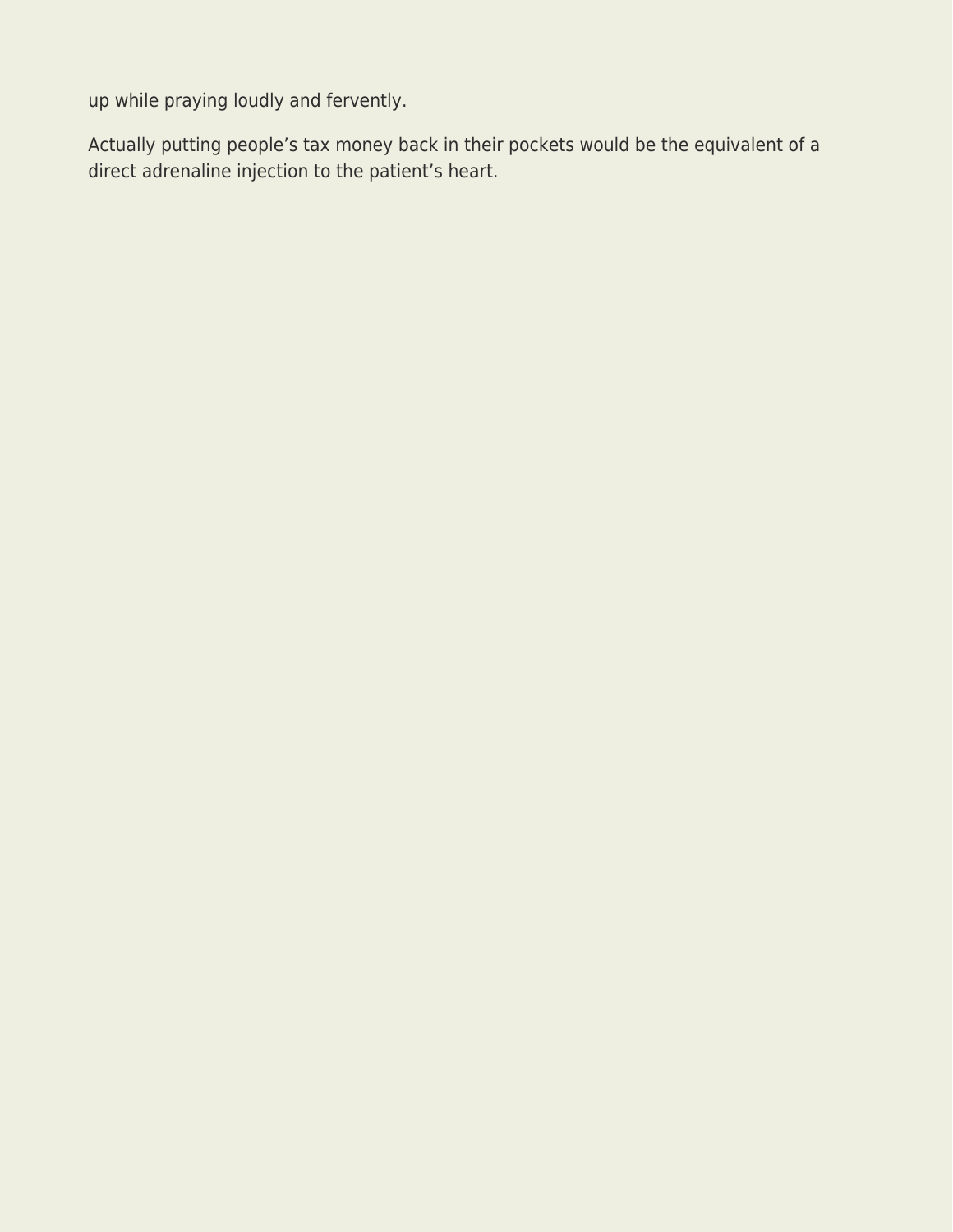up while praying loudly and fervently.

Actually putting people’s tax money back in their pockets would be the equivalent of a direct adrenaline injection to the patient’s heart.